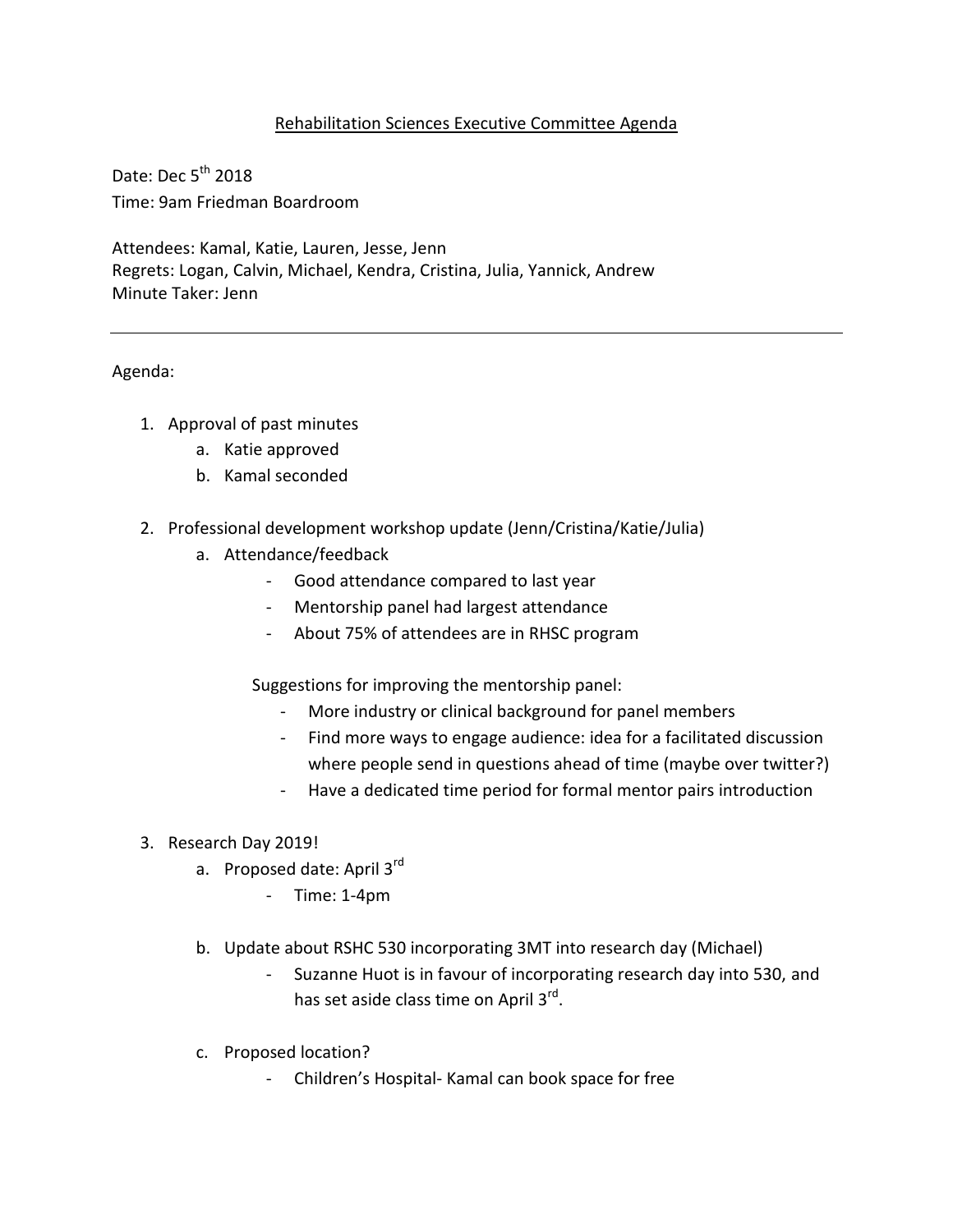# Rehabilitation Sciences Executive Committee Agenda

Date: Dec 5th 2018
Time: 9am Friedman Boardroom

Attendees: Kamal, Katie, Lauren, Jesse, Jenn
Regrets: Logan, Calvin, Michael, Kendra, Cristina, Julia, Yannick, Andrew
Minute Taker: Jenn

---

Agenda:

1. Approval of past minutes
    a. Katie approved
    b. Kamal seconded

2. Professional development workshop update (Jenn/Cristina/Katie/Julia)
    a. Attendance/feedback
        - Good attendance compared to last year
        - Mentorship panel had largest attendance
        - About 75% of attendees are in RHSC program

        Suggestions for improving the mentorship panel:
        - More industry or clinical background for panel members
        - Find more ways to engage audience: idea for a facilitated discussion where people send in questions ahead of time (maybe over twitter?)
        - Have a dedicated time period for formal mentor pairs introduction

3. Research Day 2019!
    a. Proposed date: April 3rd
        - Time: 1-4pm

    b. Update about RSHC 530 incorporating 3MT into research day (Michael)
        - Suzanne Huot is in favour of incorporating research day into 530, and has set aside class time on April 3rd.

    c. Proposed location?
        - Children's Hospital- Kamal can book space for free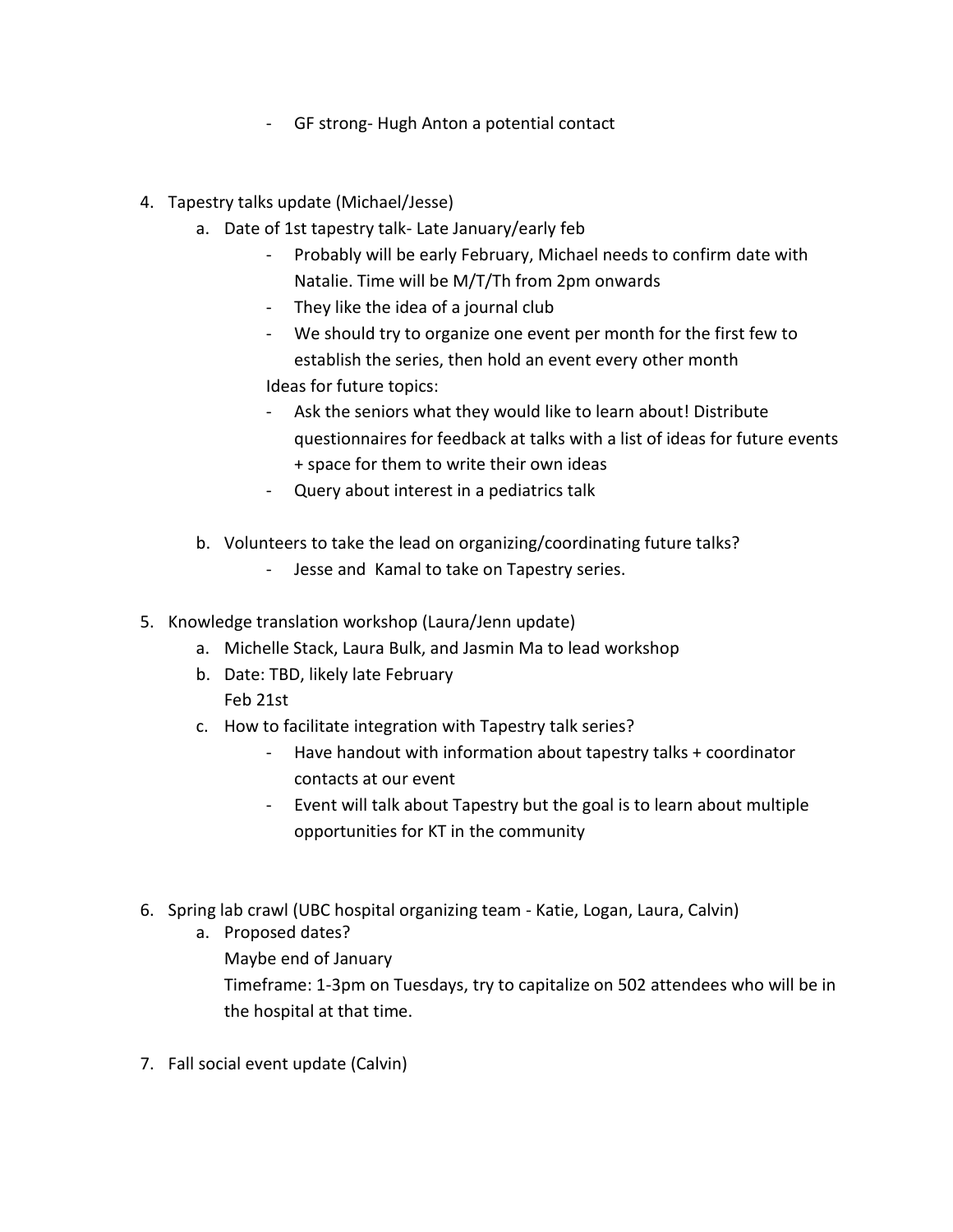- GF strong- Hugh Anton a potential contact

4. Tapestry talks update (Michael/Jesse)
   a. Date of 1st tapestry talk- Late January/early feb
      - Probably will be early February, Michael needs to confirm date with Natalie. Time will be M/T/Th from 2pm onwards
      - They like the idea of a journal club
      - We should try to organize one event per month for the first few to establish the series, then hold an event every other month

      Ideas for future topics:
      - Ask the seniors what they would like to learn about! Distribute questionnaires for feedback at talks with a list of ideas for future events + space for them to write their own ideas
      - Query about interest in a pediatrics talk

   b. Volunteers to take the lead on organizing/coordinating future talks?
      - Jesse and Kamal to take on Tapestry series.

5. Knowledge translation workshop (Laura/Jenn update)
   a. Michelle Stack, Laura Bulk, and Jasmin Ma to lead workshop
   b. Date: TBD, likely late February

      Feb 21st
   c. How to facilitate integration with Tapestry talk series?
      - Have handout with information about tapestry talks + coordinator contacts at our event
      - Event will talk about Tapestry but the goal is to learn about multiple opportunities for KT in the community

6. Spring lab crawl (UBC hospital organizing team - Katie, Logan, Laura, Calvin)
   a. Proposed dates?

      Maybe end of January

      Timeframe: 1-3pm on Tuesdays, try to capitalize on 502 attendees who will be in the hospital at that time.

7. Fall social event update (Calvin)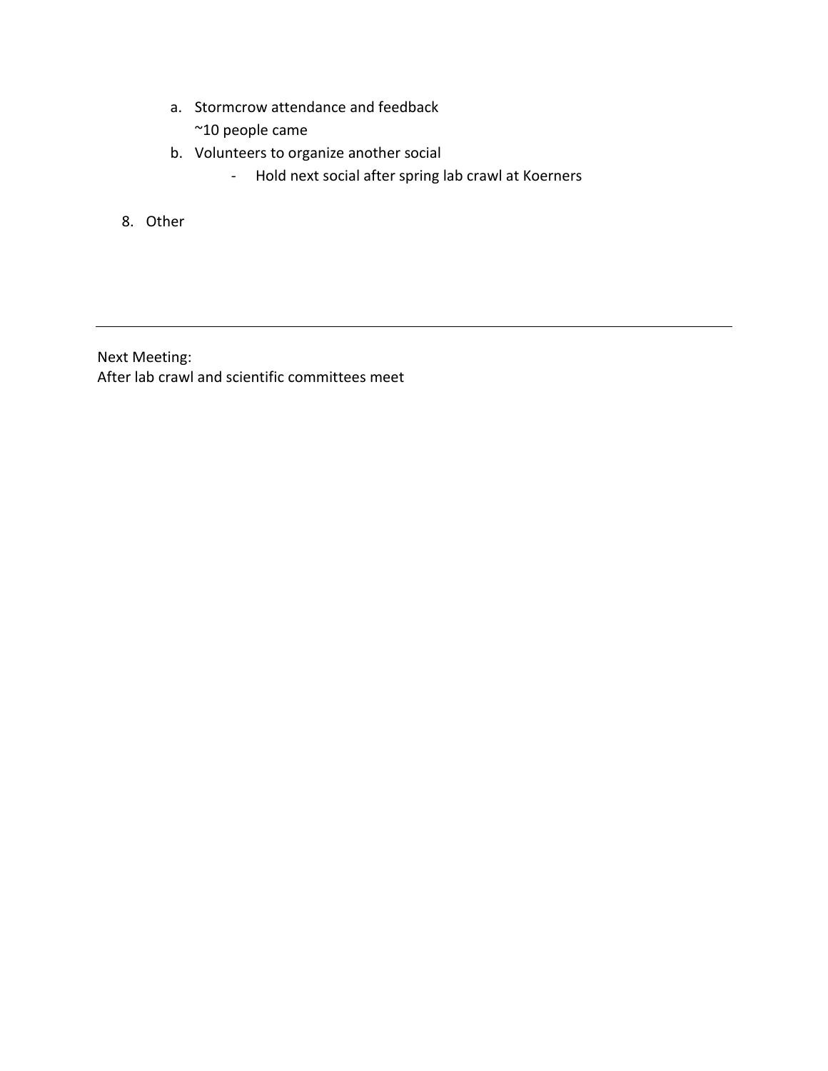a. Stormcrow attendance and feedback
   ~10 people came
b. Volunteers to organize another social
   - Hold next social after spring lab crawl at Koerners

8. Other

---

Next Meeting:
After lab crawl and scientific committees meet